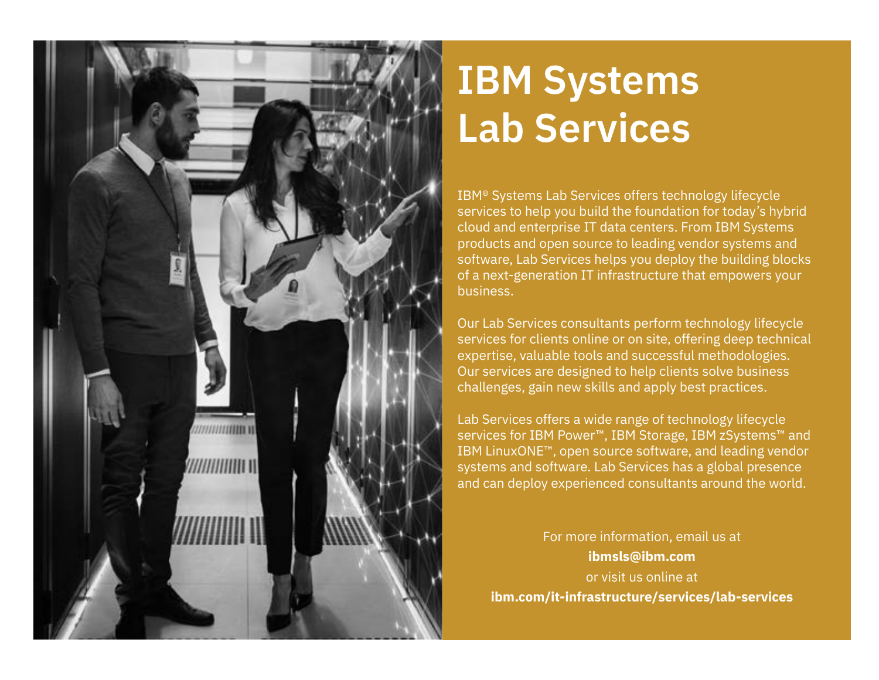# IBM Systems Lab Services

IBM® Systems Lab Services offers technology lifecycle services to help you build the foundation for today's hybrid cloud and enterprise IT data centers. From IBM Systems products and open source to leading vendor systems and software, Lab Services helps you deploy the building blocks of a next-generation IT infrastructure that empowers your business.

Our Lab Services consultants perform technology lifecycle services for clients online or on site, offering deep technical expertise, valuable tools and successful methodologies. Our services are designed to help clients solve business challenges, gain new skills and apply best practices.

Lab Services offers a wide range of technology lifecycle services for IBM Power™, IBM Storage, IBM zSystems™ and IBM LinuxONE™, open source software, and leading vendor systems and software. Lab Services has a global presence and can deploy experienced consultants around the world.

For more information, email us at
**ibmsls@ibm.com**
or visit us online at
**ibm.com/it-infrastructure/services/lab-services**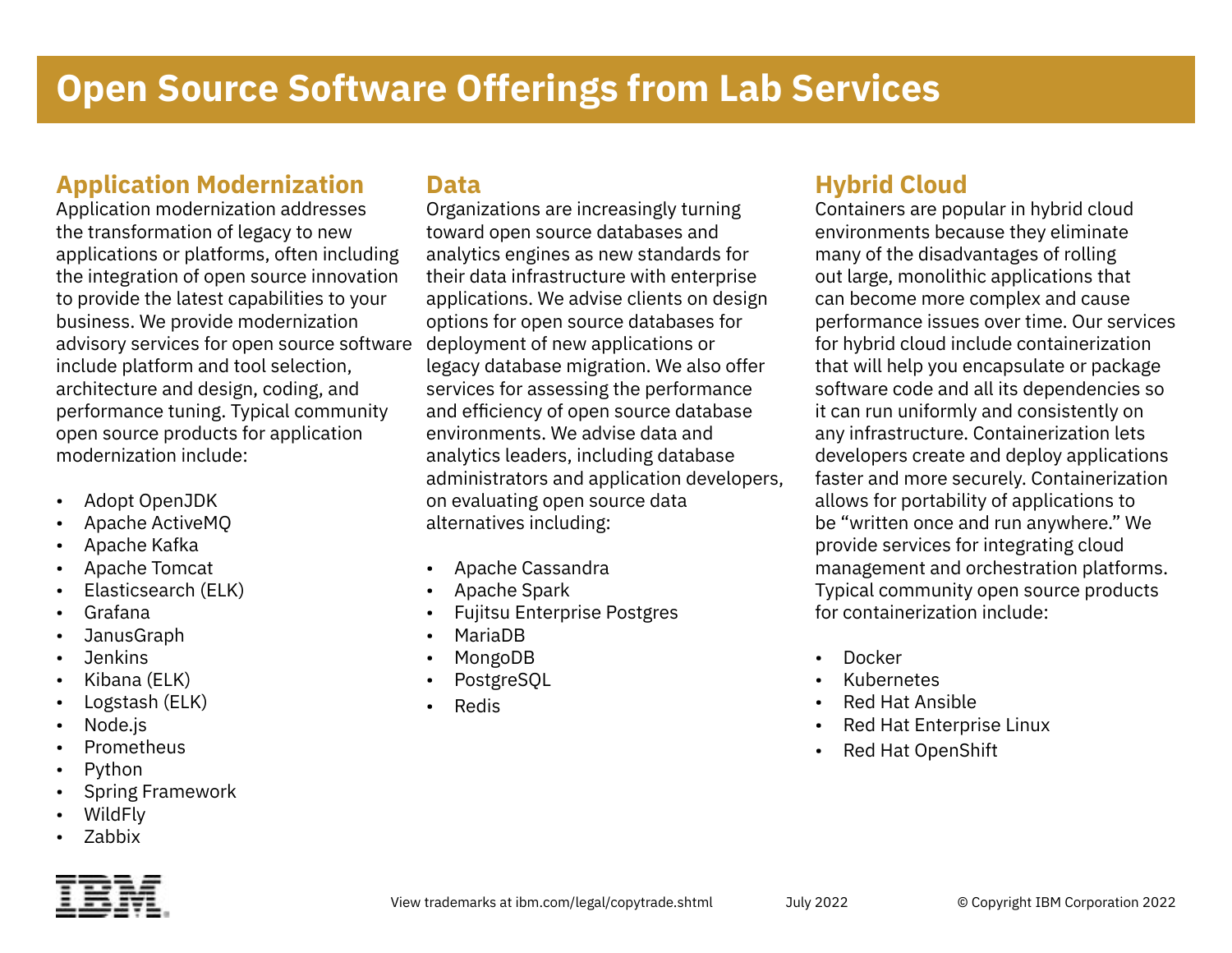# Open Source Software Offerings from Lab Services

## Application Modernization

Application modernization addresses the transformation of legacy to new applications or platforms, often including the integration of open source innovation to provide the latest capabilities to your business. We provide modernization advisory services for open source software include platform and tool selection, architecture and design, coding, and performance tuning. Typical community open source products for application modernization include:

- Adopt OpenJDK
- Apache ActiveMQ
- Apache Kafka
- Apache Tomcat
- Elasticsearch (ELK)
- Grafana
- JanusGraph
- Jenkins
- Kibana (ELK)
- Logstash (ELK)
- Node.js
- Prometheus
- Python
- Spring Framework
- WildFly
- Zabbix

## Data

Organizations are increasingly turning toward open source databases and analytics engines as new standards for their data infrastructure with enterprise applications. We advise clients on design options for open source databases for deployment of new applications or legacy database migration. We also offer services for assessing the performance and efficiency of open source database environments. We advise data and analytics leaders, including database administrators and application developers, on evaluating open source data alternatives including:

- Apache Cassandra
- Apache Spark
- Fujitsu Enterprise Postgres
- MariaDB
- MongoDB
- PostgreSQL
- Redis

## Hybrid Cloud

Containers are popular in hybrid cloud environments because they eliminate many of the disadvantages of rolling out large, monolithic applications that can become more complex and cause performance issues over time. Our services for hybrid cloud include containerization that will help you encapsulate or package software code and all its dependencies so it can run uniformly and consistently on any infrastructure. Containerization lets developers create and deploy applications faster and more securely. Containerization allows for portability of applications to be "written once and run anywhere." We provide services for integrating cloud management and orchestration platforms. Typical community open source products for containerization include:

- Docker
- Kubernetes
- Red Hat Ansible
- Red Hat Enterprise Linux
- Red Hat OpenShift

IBM

View trademarks at ibm.com/legal/copytrade.shtml July 2022 © Copyright IBM Corporation 2022